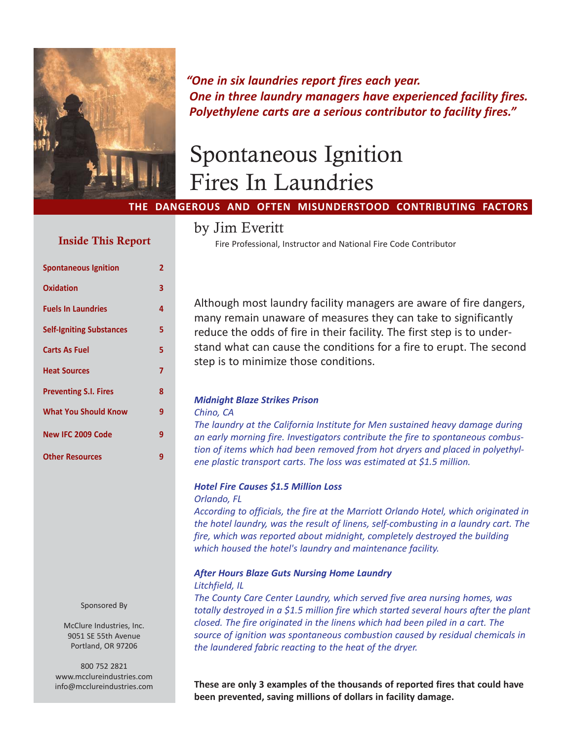*"One in six laundries report fires each year.*
*One in three laundry managers have experienced facility fires.*
*Polyethylene carts are a serious contributor to facility fires."*

# Spontaneous Ignition Fires In Laundries

**THE DANGEROUS AND OFTEN MISUNDERSTOOD CONTRIBUTING FACTORS**

## by Jim Everitt

Fire Professional, Instructor and National Fire Code Contributor

### Inside This Report

| | |
|---|---|
| Spontaneous Ignition | 2 |
| Oxidation | 3 |
| Fuels In Laundries | 4 |
| Self-Igniting Substances | 5 |
| Carts As Fuel | 5 |
| Heat Sources | 7 |
| Preventing S.I. Fires | 8 |
| What You Should Know | 9 |
| New IFC 2009 Code | 9 |
| Other Resources | 9 |

Although most laundry facility managers are aware of fire dangers, many remain unaware of measures they can take to significantly reduce the odds of fire in their facility. The first step is to understand what can cause the conditions for a fire to erupt. The second step is to minimize those conditions.

***Midnight Blaze Strikes Prison***

*Chino, CA*

*The laundry at the California Institute for Men sustained heavy damage during an early morning fire. Investigators contribute the fire to spontaneous combustion of items which had been removed from hot dryers and placed in polyethylene plastic transport carts. The loss was estimated at $1.5 million.*

***Hotel Fire Causes $1.5 Million Loss***

*Orlando, FL*

*According to officials, the fire at the Marriott Orlando Hotel, which originated in the hotel laundry, was the result of linens, self-combusting in a laundry cart. The fire, which was reported about midnight, completely destroyed the building which housed the hotel's laundry and maintenance facility.*

***After Hours Blaze Guts Nursing Home Laundry***

*Litchfield, IL*

*The County Care Center Laundry, which served five area nursing homes, was totally destroyed in a $1.5 million fire which started several hours after the plant closed. The fire originated in the linens which had been piled in a cart. The source of ignition was spontaneous combustion caused by residual chemicals in the laundered fabric reacting to the heat of the dryer.*

**These are only 3 examples of the thousands of reported fires that could have been prevented, saving millions of dollars in facility damage.**

Sponsored By

McClure Industries, Inc.
9051 SE 55th Avenue
Portland, OR 97206

800 752 2821
www.mcclureindustries.com
info@mcclureindustries.com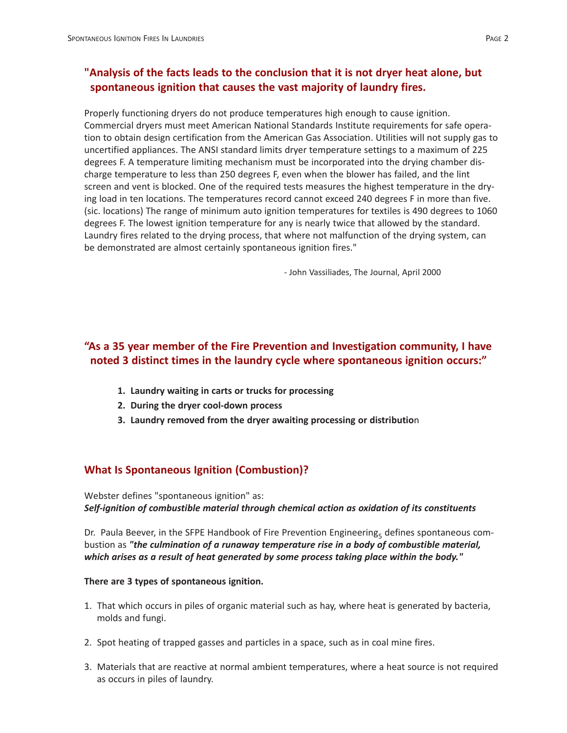## "Analysis of the facts leads to the conclusion that it is not dryer heat alone, but spontaneous ignition that causes the vast majority of laundry fires.

Properly functioning dryers do not produce temperatures high enough to cause ignition. Commercial dryers must meet American National Standards Institute requirements for safe operation to obtain design certification from the American Gas Association. Utilities will not supply gas to uncertified appliances. The ANSI standard limits dryer temperature settings to a maximum of 225 degrees F. A temperature limiting mechanism must be incorporated into the drying chamber discharge temperature to less than 250 degrees F, even when the blower has failed, and the lint screen and vent is blocked. One of the required tests measures the highest temperature in the drying load in ten locations. The temperatures record cannot exceed 240 degrees F in more than five. (sic. locations) The range of minimum auto ignition temperatures for textiles is 490 degrees to 1060 degrees F. The lowest ignition temperature for any is nearly twice that allowed by the standard. Laundry fires related to the drying process, that where not malfunction of the drying system, can be demonstrated are almost certainly spontaneous ignition fires."

- John Vassiliades, The Journal, April 2000

## "As a 35 year member of the Fire Prevention and Investigation community, I have noted 3 distinct times in the laundry cycle where spontaneous ignition occurs:"

1. **Laundry waiting in carts or trucks for processing**
2. **During the dryer cool-down process**
3. **Laundry removed from the dryer awaiting processing or distributio**n

## What Is Spontaneous Ignition (Combustion)?

Webster defines "spontaneous ignition" as:
***Self-ignition of combustible material through chemical action as oxidation of its constituents***

Dr. Paula Beever, in the SFPE Handbook of Fire Prevention Engineering[5] defines spontaneous combustion as ***"the culmination of a runaway temperature rise in a body of combustible material, which arises as a result of heat generated by some process taking place within the body."***

**There are 3 types of spontaneous ignition.**

1. That which occurs in piles of organic material such as hay, where heat is generated by bacteria, molds and fungi.
2. Spot heating of trapped gasses and particles in a space, such as in coal mine fires.
3. Materials that are reactive at normal ambient temperatures, where a heat source is not required as occurs in piles of laundry.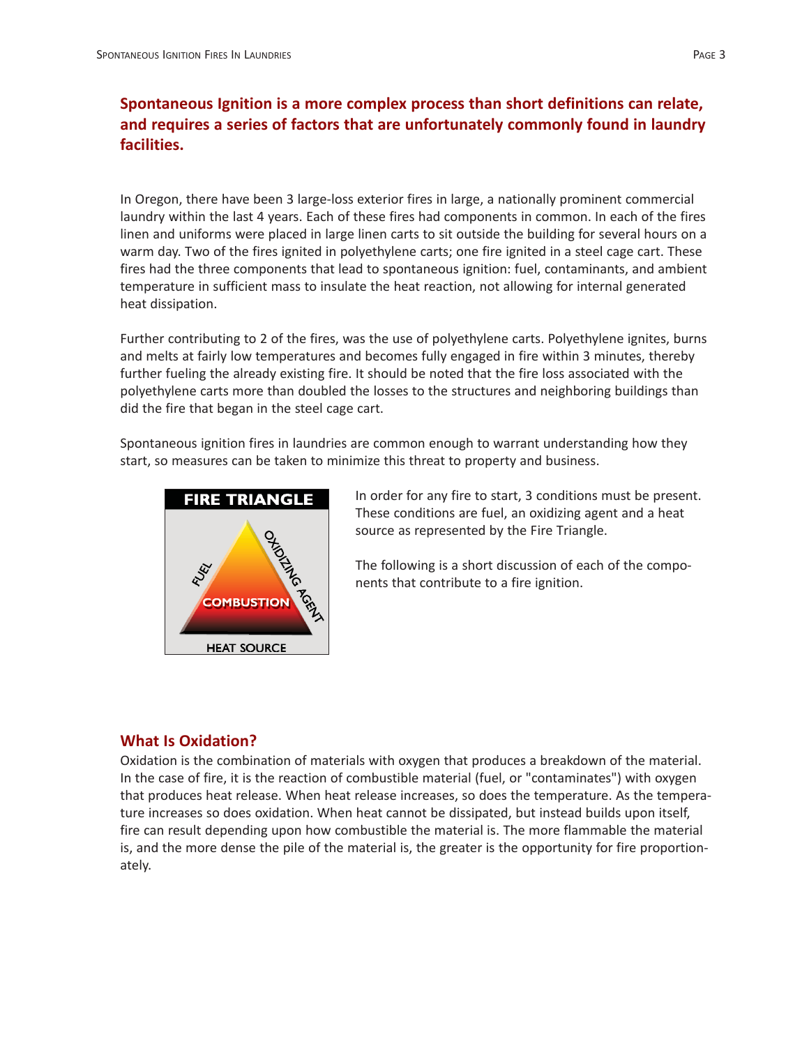**Spontaneous Ignition is a more complex process than short definitions can relate, and requires a series of factors that are unfortunately commonly found in laundry facilities.**

In Oregon, there have been 3 large-loss exterior fires in large, a nationally prominent commercial laundry within the last 4 years. Each of these fires had components in common. In each of the fires linen and uniforms were placed in large linen carts to sit outside the building for several hours on a warm day. Two of the fires ignited in polyethylene carts; one fire ignited in a steel cage cart. These fires had the three components that lead to spontaneous ignition: fuel, contaminants, and ambient temperature in sufficient mass to insulate the heat reaction, not allowing for internal generated heat dissipation.

Further contributing to 2 of the fires, was the use of polyethylene carts. Polyethylene ignites, burns and melts at fairly low temperatures and becomes fully engaged in fire within 3 minutes, thereby further fueling the already existing fire. It should be noted that the fire loss associated with the polyethylene carts more than doubled the losses to the structures and neighboring buildings than did the fire that began in the steel cage cart.

Spontaneous ignition fires in laundries are common enough to warrant understanding how they start, so measures can be taken to minimize this threat to property and business.

In order for any fire to start, 3 conditions must be present. These conditions are fuel, an oxidizing agent and a heat source as represented by the Fire Triangle.

The following is a short discussion of each of the components that contribute to a fire ignition.

## What Is Oxidation?

Oxidation is the combination of materials with oxygen that produces a breakdown of the material. In the case of fire, it is the reaction of combustible material (fuel, or "contaminates") with oxygen that produces heat release. When heat release increases, so does the temperature. As the temperature increases so does oxidation. When heat cannot be dissipated, but instead builds upon itself, fire can result depending upon how combustible the material is. The more flammable the material is, and the more dense the pile of the material is, the greater is the opportunity for fire proportionately.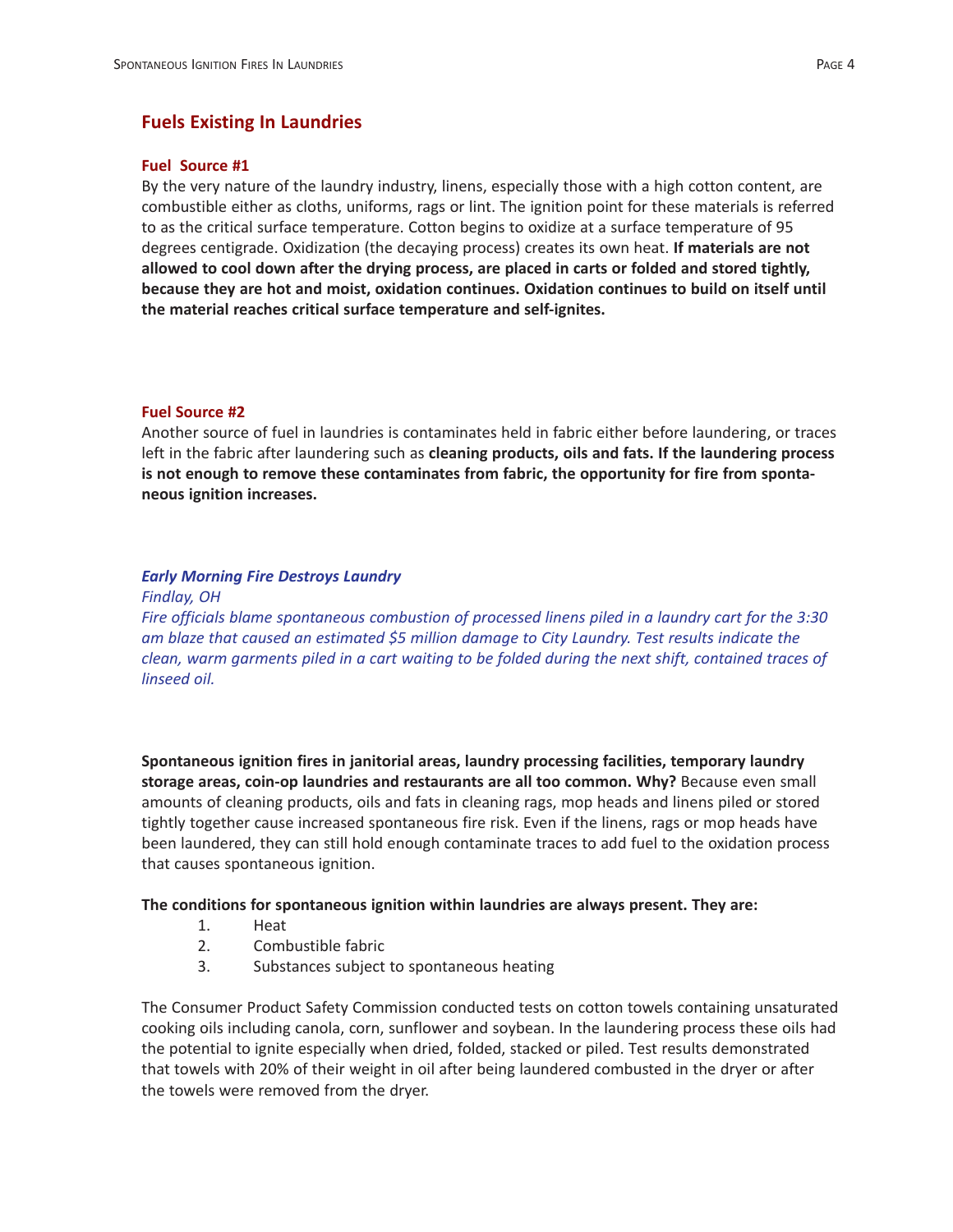## Fuels Existing In Laundries

### Fuel Source #1

By the very nature of the laundry industry, linens, especially those with a high cotton content, are combustible either as cloths, uniforms, rags or lint. The ignition point for these materials is referred to as the critical surface temperature. Cotton begins to oxidize at a surface temperature of 95 degrees centigrade. Oxidization (the decaying process) creates its own heat. **If materials are not allowed to cool down after the drying process, are placed in carts or folded and stored tightly, because they are hot and moist, oxidation continues. Oxidation continues to build on itself until the material reaches critical surface temperature and self-ignites.**

### Fuel Source #2

Another source of fuel in laundries is contaminates held in fabric either before laundering, or traces left in the fabric after laundering such as **cleaning products, oils and fats. If the laundering process is not enough to remove these contaminates from fabric, the opportunity for fire from spontaneous ignition increases.**

***Early Morning Fire Destroys Laundry***
*Findlay, OH*
*Fire officials blame spontaneous combustion of processed linens piled in a laundry cart for the 3:30 am blaze that caused an estimated $5 million damage to City Laundry. Test results indicate the clean, warm garments piled in a cart waiting to be folded during the next shift, contained traces of linseed oil.*

**Spontaneous ignition fires in janitorial areas, laundry processing facilities, temporary laundry storage areas, coin-op laundries and restaurants are all too common. Why?** Because even small amounts of cleaning products, oils and fats in cleaning rags, mop heads and linens piled or stored tightly together cause increased spontaneous fire risk. Even if the linens, rags or mop heads have been laundered, they can still hold enough contaminate traces to add fuel to the oxidation process that causes spontaneous ignition.

**The conditions for spontaneous ignition within laundries are always present. They are:**

1. Heat
2. Combustible fabric
3. Substances subject to spontaneous heating

The Consumer Product Safety Commission conducted tests on cotton towels containing unsaturated cooking oils including canola, corn, sunflower and soybean. In the laundering process these oils had the potential to ignite especially when dried, folded, stacked or piled. Test results demonstrated that towels with 20% of their weight in oil after being laundered combusted in the dryer or after the towels were removed from the dryer.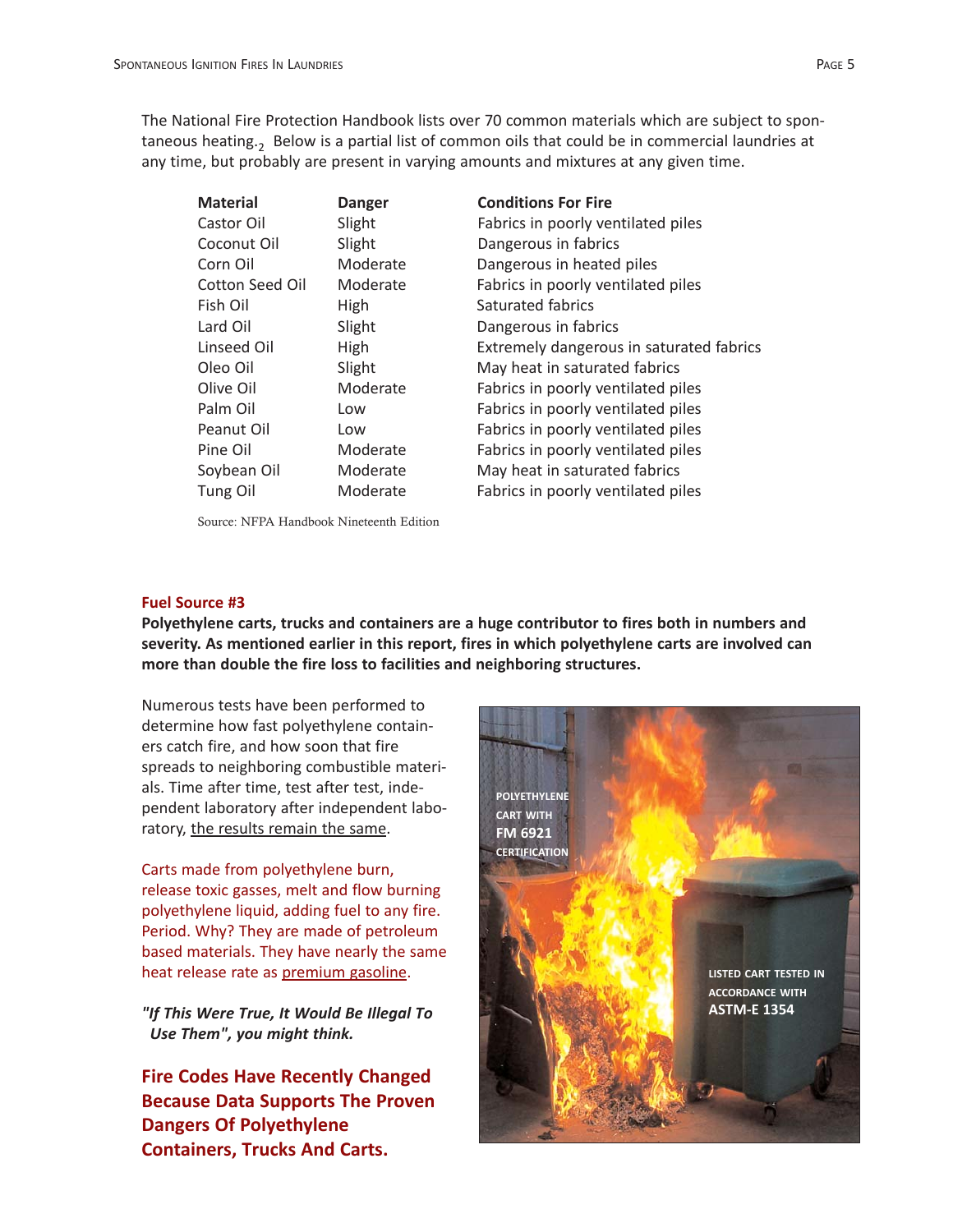The National Fire Protection Handbook lists over 70 common materials which are subject to spontaneous heating.[2] Below is a partial list of common oils that could be in commercial laundries at any time, but probably are present in varying amounts and mixtures at any given time.

| Material | Danger | Conditions For Fire |
|---|---|---|
| Castor Oil | Slight | Fabrics in poorly ventilated piles |
| Coconut Oil | Slight | Dangerous in fabrics |
| Corn Oil | Moderate | Dangerous in heated piles |
| Cotton Seed Oil | Moderate | Fabrics in poorly ventilated piles |
| Fish Oil | High | Saturated fabrics |
| Lard Oil | Slight | Dangerous in fabrics |
| Linseed Oil | High | Extremely dangerous in saturated fabrics |
| Oleo Oil | Slight | May heat in saturated fabrics |
| Olive Oil | Moderate | Fabrics in poorly ventilated piles |
| Palm Oil | Low | Fabrics in poorly ventilated piles |
| Peanut Oil | Low | Fabrics in poorly ventilated piles |
| Pine Oil | Moderate | Fabrics in poorly ventilated piles |
| Soybean Oil | Moderate | May heat in saturated fabrics |
| Tung Oil | Moderate | Fabrics in poorly ventilated piles |

Source: NFPA Handbook Nineteenth Edition

### Fuel Source #3

**Polyethylene carts, trucks and containers are a huge contributor to fires both in numbers and severity. As mentioned earlier in this report, fires in which polyethylene carts are involved can more than double the fire loss to facilities and neighboring structures.**

Numerous tests have been performed to determine how fast polyethylene containers catch fire, and how soon that fire spreads to neighboring combustible materials. Time after time, test after test, independent laboratory after independent laboratory, the results remain the same.

Carts made from polyethylene burn, release toxic gasses, melt and flow burning polyethylene liquid, adding fuel to any fire. Period. Why? They are made of petroleum based materials. They have nearly the same heat release rate as premium gasoline.

***"If This Were True, It Would Be Illegal To Use Them", you might think.***

**Fire Codes Have Recently Changed Because Data Supports The Proven Dangers Of Polyethylene Containers, Trucks And Carts.**

POLYETHYLENE CART WITH FM 6921 CERTIFICATION

LISTED CART TESTED IN ACCORDANCE WITH ASTM-E 1354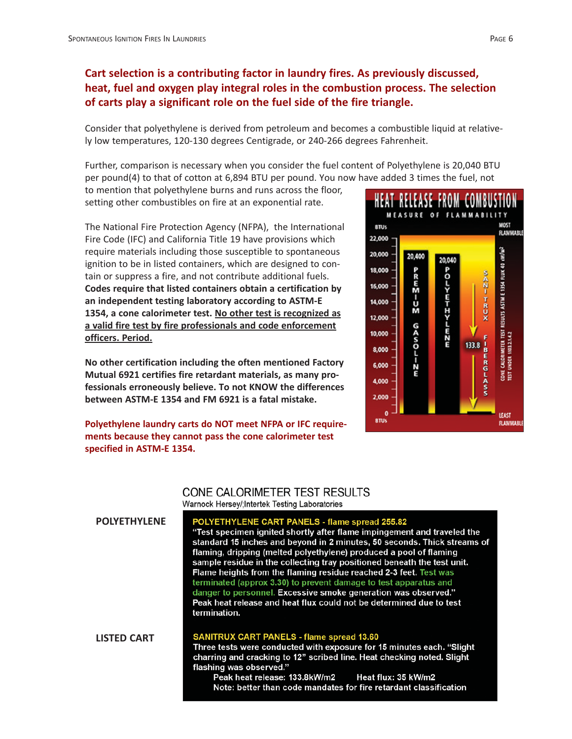**Cart selection is a contributing factor in laundry fires. As previously discussed, heat, fuel and oxygen play integral roles in the combustion process. The selection of carts play a significant role on the fuel side of the fire triangle.**

Consider that polyethylene is derived from petroleum and becomes a combustible liquid at relatively low temperatures, 120-130 degrees Centigrade, or 240-266 degrees Fahrenheit.

Further, comparison is necessary when you consider the fuel content of Polyethylene is 20,040 BTU per pound(4) to that of cotton at 6,894 BTU per pound. You now have added 3 times the fuel, not to mention that polyethylene burns and runs across the floor, setting other combustibles on fire at an exponential rate.

The National Fire Protection Agency (NFPA), the International Fire Code (IFC) and California Title 19 have provisions which require materials including those susceptible to spontaneous ignition to be in listed containers, which are designed to contain or suppress a fire, and not contribute additional fuels. **Codes require that listed containers obtain a certification by an independent testing laboratory according to ASTM-E 1354, a cone calorimeter test. No other test is recognized as a valid fire test by fire professionals and code enforcement officers. Period.**

**No other certification including the often mentioned Factory Mutual 6921 certifies fire retardant materials, as many professionals erroneously believe. To not KNOW the differences between ASTM-E 1354 and FM 6921 is a fatal mistake.**

**Polyethylene laundry carts do NOT meet NFPA or IFC requirements because they cannot pass the cone calorimeter test specified in ASTM-E 1354.**

**HEAT RELEASE FROM COMBUSTION**
MEASURE OF FLAMMABILITY

| Material | BTUs |
|---|---|
| Premium Gasoline | 20,400 |
| Polyethylene | 20,040 |
| Sanitrux Fiberglass | 133.8 |

Cone calorimeter test results ASTM E 1354 flux 40 kW/m² test under 1103.2.1.4.2

## CONE CALORIMETER TEST RESULTS

Warnock Hersey/;Intertek Testing Laboratories

**POLYETHYLENE**

**POLYETHYLENE CART PANELS - flame spread 255.82**
"Test specimen ignited shortly after flame impingement and traveled the standard 15 inches and beyond in 2 minutes, 50 seconds. Thick streams of flaming, dripping (melted polyethylene) produced a pool of flaming sample residue in the collecting tray positioned beneath the test unit. Flame heights from the flaming residue reached 2-3 feet. Test was terminated (approx 3.30) to prevent damage to test apparatus and danger to personnel. Excessive smoke generation was observed."
Peak heat release and heat flux could not be determined due to test termination.

**LISTED CART**

**SANITRUX CART PANELS - flame spread 13.60**
Three tests were conducted with exposure for 15 minutes each. "Slight charring and cracking to 12" scribed line. Heat checking noted. Slight flashing was observed."
Peak heat release: 133.8kW/m2 Heat flux: 35 kW/m2
Note: better than code mandates for fire retardant classification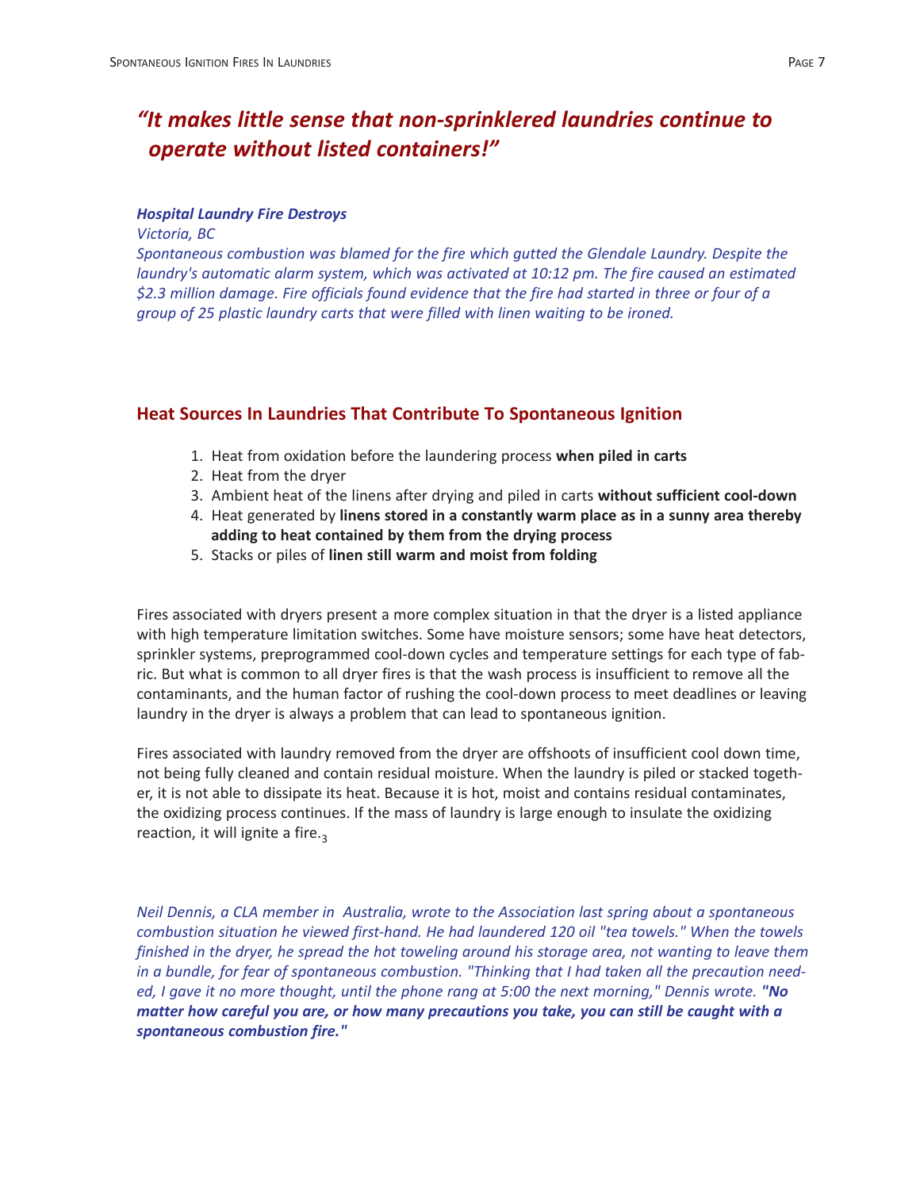## *“It makes little sense that non-sprinklered laundries continue to operate without listed containers!”*

***Hospital Laundry Fire Destroys***
*Victoria, BC*
*Spontaneous combustion was blamed for the fire which gutted the Glendale Laundry. Despite the laundry's automatic alarm system, which was activated at 10:12 pm. The fire caused an estimated $2.3 million damage. Fire officials found evidence that the fire had started in three or four of a group of 25 plastic laundry carts that were filled with linen waiting to be ironed.*

## Heat Sources In Laundries That Contribute To Spontaneous Ignition

1. Heat from oxidation before the laundering process **when piled in carts**
2. Heat from the dryer
3. Ambient heat of the linens after drying and piled in carts **without sufficient cool-down**
4. Heat generated by **linens stored in a constantly warm place as in a sunny area thereby adding to heat contained by them from the drying process**
5. Stacks or piles of **linen still warm and moist from folding**

Fires associated with dryers present a more complex situation in that the dryer is a listed appliance with high temperature limitation switches. Some have moisture sensors; some have heat detectors, sprinkler systems, preprogrammed cool-down cycles and temperature settings for each type of fabric. But what is common to all dryer fires is that the wash process is insufficient to remove all the contaminants, and the human factor of rushing the cool-down process to meet deadlines or leaving laundry in the dryer is always a problem that can lead to spontaneous ignition.

Fires associated with laundry removed from the dryer are offshoots of insufficient cool down time, not being fully cleaned and contain residual moisture. When the laundry is piled or stacked together, it is not able to dissipate its heat. Because it is hot, moist and contains residual contaminates, the oxidizing process continues. If the mass of laundry is large enough to insulate the oxidizing reaction, it will ignite a fire.[3]

*Neil Dennis, a CLA member in Australia, wrote to the Association last spring about a spontaneous combustion situation he viewed first-hand. He had laundered 120 oil "tea towels." When the towels finished in the dryer, he spread the hot toweling around his storage area, not wanting to leave them in a bundle, for fear of spontaneous combustion. "Thinking that I had taken all the precaution needed, I gave it no more thought, until the phone rang at 5:00 the next morning," Dennis wrote.* ***"No matter how careful you are, or how many precautions you take, you can still be caught with a spontaneous combustion fire."***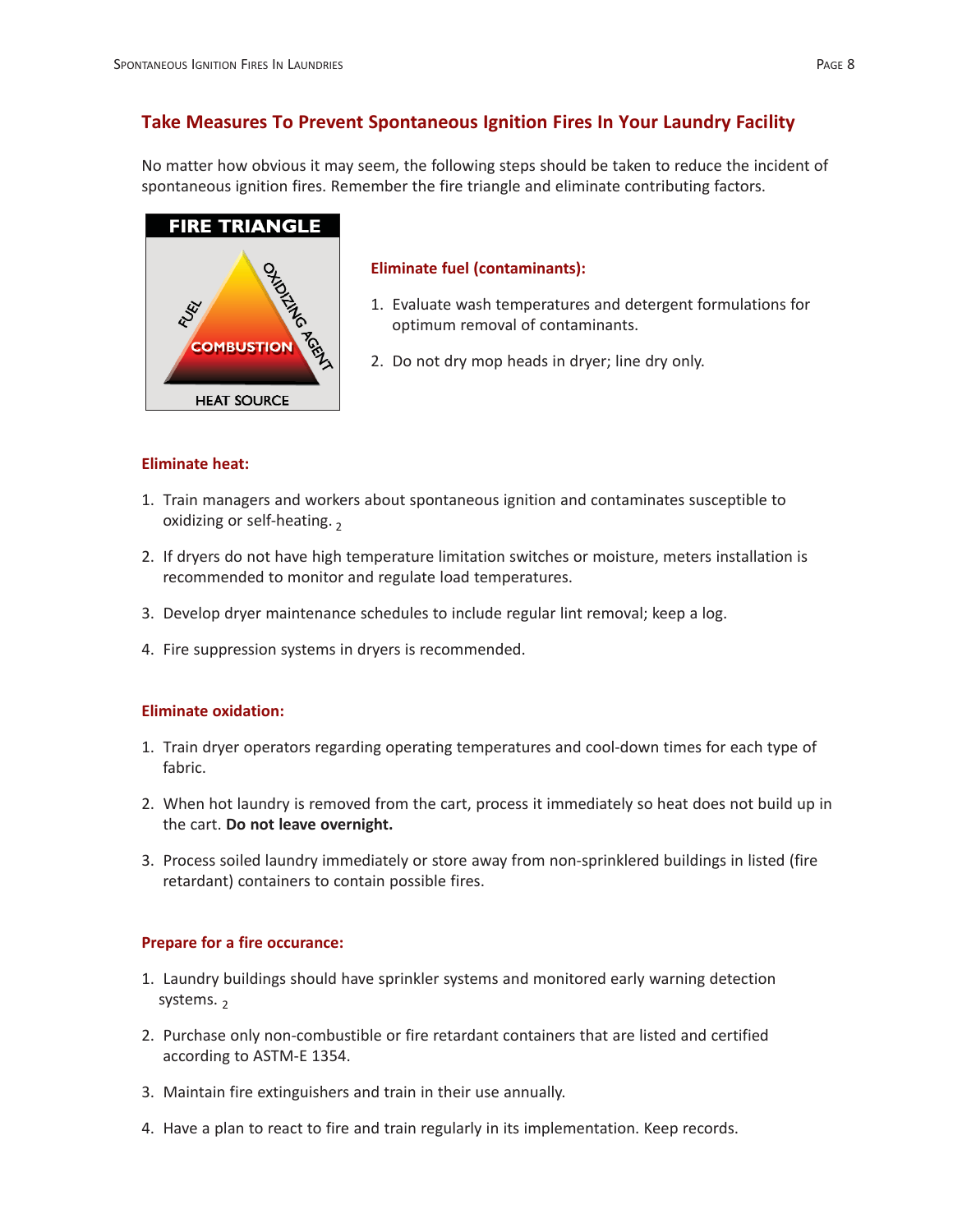## Take Measures To Prevent Spontaneous Ignition Fires In Your Laundry Facility

No matter how obvious it may seem, the following steps should be taken to reduce the incident of spontaneous ignition fires. Remember the fire triangle and eliminate contributing factors.

FIRE TRIANGLE

FUEL — OXIDIZING AGENT — HEAT SOURCE — COMBUSTION

### Eliminate fuel (contaminants):

1. Evaluate wash temperatures and detergent formulations for optimum removal of contaminants.
2. Do not dry mop heads in dryer; line dry only.

### Eliminate heat:

1. Train managers and workers about spontaneous ignition and contaminates susceptible to oxidizing or self-heating. [2]
2. If dryers do not have high temperature limitation switches or moisture, meters installation is recommended to monitor and regulate load temperatures.
3. Develop dryer maintenance schedules to include regular lint removal; keep a log.
4. Fire suppression systems in dryers is recommended.

### Eliminate oxidation:

1. Train dryer operators regarding operating temperatures and cool-down times for each type of fabric.
2. When hot laundry is removed from the cart, process it immediately so heat does not build up in the cart. **Do not leave overnight.**
3. Process soiled laundry immediately or store away from non-sprinklered buildings in listed (fire retardant) containers to contain possible fires.

### Prepare for a fire occurance:

1. Laundry buildings should have sprinkler systems and monitored early warning detection systems. [2]
2. Purchase only non-combustible or fire retardant containers that are listed and certified according to ASTM-E 1354.
3. Maintain fire extinguishers and train in their use annually.
4. Have a plan to react to fire and train regularly in its implementation. Keep records.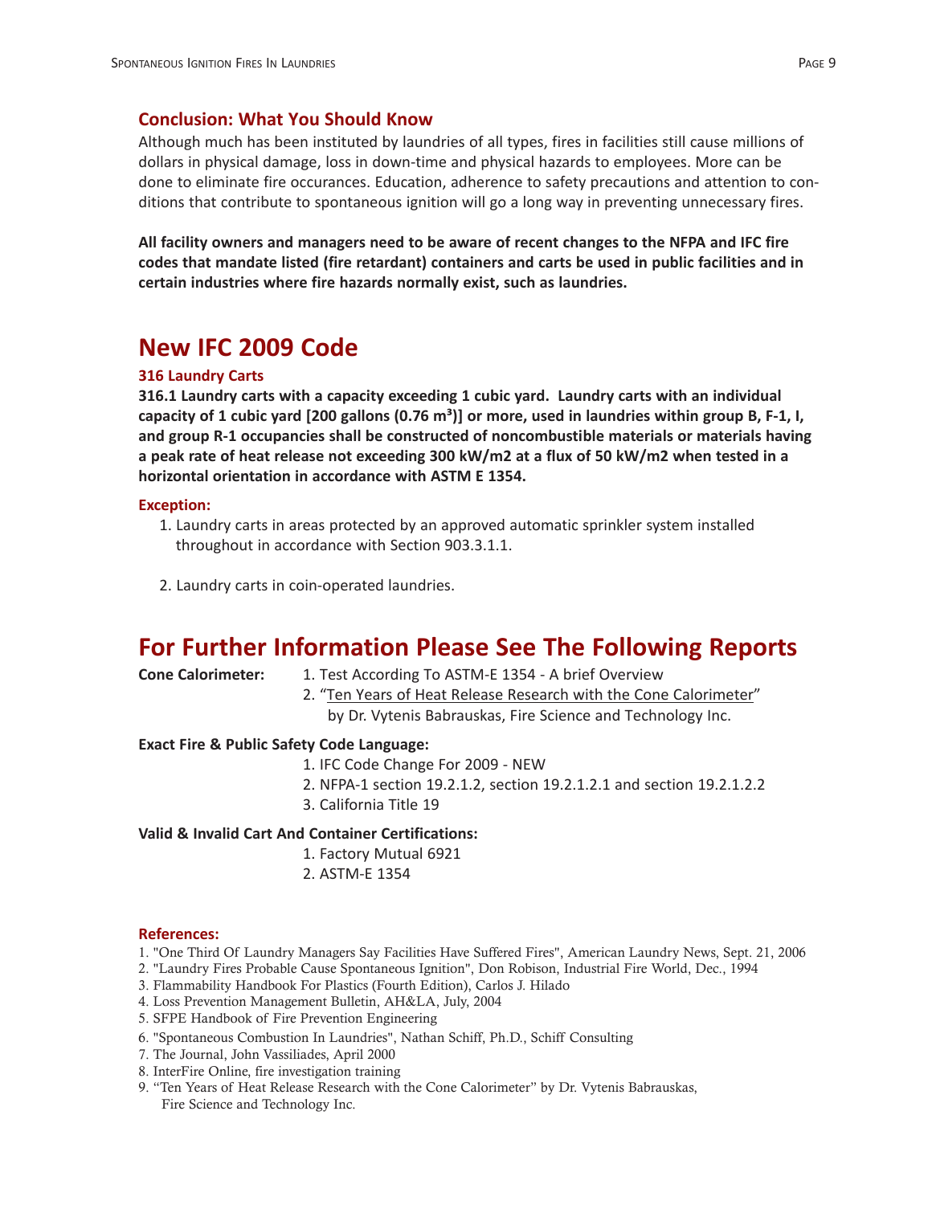## Conclusion: What You Should Know

Although much has been instituted by laundries of all types, fires in facilities still cause millions of dollars in physical damage, loss in down-time and physical hazards to employees. More can be done to eliminate fire occurances. Education, adherence to safety precautions and attention to conditions that contribute to spontaneous ignition will go a long way in preventing unnecessary fires.

**All facility owners and managers need to be aware of recent changes to the NFPA and IFC fire codes that mandate listed (fire retardant) containers and carts be used in public facilities and in certain industries where fire hazards normally exist, such as laundries.**

# New IFC 2009 Code

### 316 Laundry Carts

**316.1 Laundry carts with a capacity exceeding 1 cubic yard. Laundry carts with an individual capacity of 1 cubic yard [200 gallons (0.76 $m^3$)] or more, used in laundries within group B, F-1, I, and group R-1 occupancies shall be constructed of noncombustible materials or materials having a peak rate of heat release not exceeding 300 kW/m2 at a flux of 50 kW/m2 when tested in a horizontal orientation in accordance with ASTM E 1354.**

### Exception:

1. Laundry carts in areas protected by an approved automatic sprinkler system installed throughout in accordance with Section 903.3.1.1.

2. Laundry carts in coin-operated laundries.

# For Further Information Please See The Following Reports

**Cone Calorimeter:**

1. Test According To ASTM-E 1354 - A brief Overview
2. "Ten Years of Heat Release Research with the Cone Calorimeter" by Dr. Vytenis Babrauskas, Fire Science and Technology Inc.

**Exact Fire & Public Safety Code Language:**

1. IFC Code Change For 2009 - NEW
2. NFPA-1 section 19.2.1.2, section 19.2.1.2.1 and section 19.2.1.2.2
3. California Title 19

**Valid & Invalid Cart And Container Certifications:**

1. Factory Mutual 6921
2. ASTM-E 1354

### References:

1. "One Third Of Laundry Managers Say Facilities Have Suffered Fires", American Laundry News, Sept. 21, 2006
2. "Laundry Fires Probable Cause Spontaneous Ignition", Don Robison, Industrial Fire World, Dec., 1994
3. Flammability Handbook For Plastics (Fourth Edition), Carlos J. Hilado
4. Loss Prevention Management Bulletin, AH&LA, July, 2004
5. SFPE Handbook of Fire Prevention Engineering
6. "Spontaneous Combustion In Laundries", Nathan Schiff, Ph.D., Schiff Consulting
7. The Journal, John Vassiliades, April 2000
8. InterFire Online, fire investigation training
9. "Ten Years of Heat Release Research with the Cone Calorimeter" by Dr. Vytenis Babrauskas, Fire Science and Technology Inc.